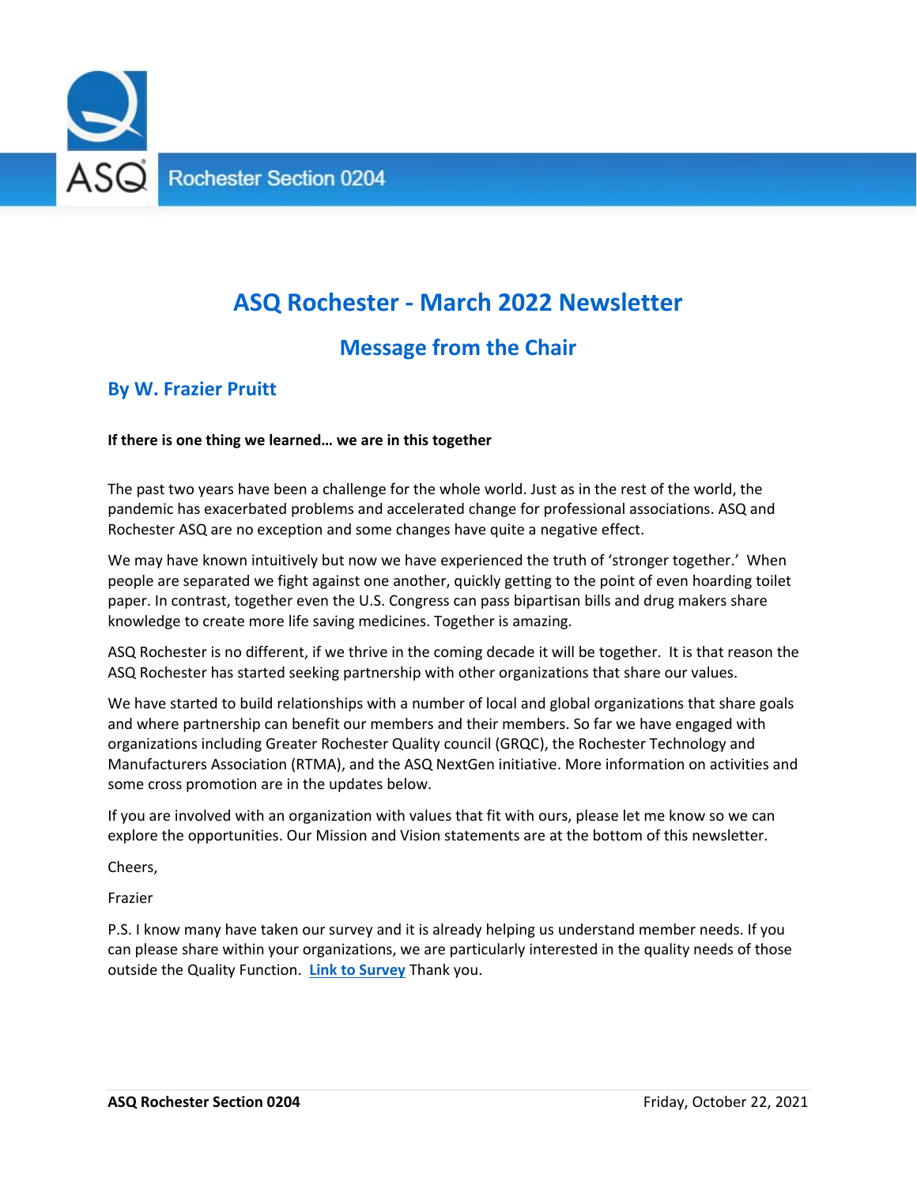ASQ Rochester Section 0204

# ASQ Rochester - March 2022 Newsletter

## Message from the Chair

### By W. Frazier Pruitt

**If there is one thing we learned… we are in this together**

The past two years have been a challenge for the whole world. Just as in the rest of the world, the pandemic has exacerbated problems and accelerated change for professional associations. ASQ and Rochester ASQ are no exception and some changes have quite a negative effect.

We may have known intuitively but now we have experienced the truth of 'stronger together.' When people are separated we fight against one another, quickly getting to the point of even hoarding toilet paper. In contrast, together even the U.S. Congress can pass bipartisan bills and drug makers share knowledge to create more life saving medicines. Together is amazing.

ASQ Rochester is no different, if we thrive in the coming decade it will be together. It is that reason the ASQ Rochester has started seeking partnership with other organizations that share our values.

We have started to build relationships with a number of local and global organizations that share goals and where partnership can benefit our members and their members. So far we have engaged with organizations including Greater Rochester Quality council (GRQC), the Rochester Technology and Manufacturers Association (RTMA), and the ASQ NextGen initiative. More information on activities and some cross promotion are in the updates below.

If you are involved with an organization with values that fit with ours, please let me know so we can explore the opportunities. Our Mission and Vision statements are at the bottom of this newsletter.

Cheers,

Frazier

P.S. I know many have taken our survey and it is already helping us understand member needs. If you can please share within your organizations, we are particularly interested in the quality needs of those outside the Quality Function. **Link to Survey** Thank you.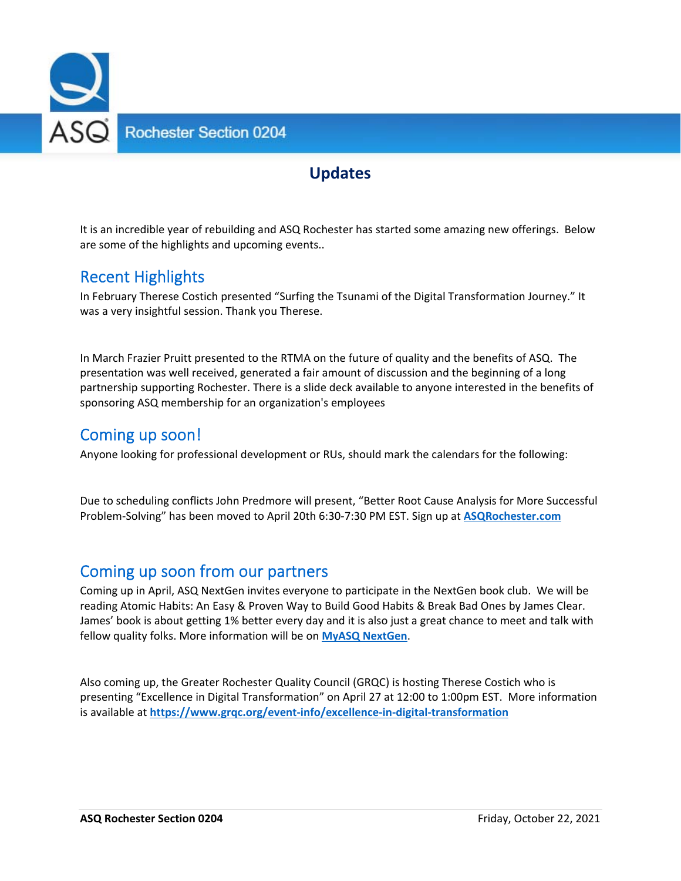# Updates

It is an incredible year of rebuilding and ASQ Rochester has started some amazing new offerings. Below are some of the highlights and upcoming events..

## Recent Highlights

In February Therese Costich presented "Surfing the Tsunami of the Digital Transformation Journey." It was a very insightful session. Thank you Therese.

In March Frazier Pruitt presented to the RTMA on the future of quality and the benefits of ASQ. The presentation was well received, generated a fair amount of discussion and the beginning of a long partnership supporting Rochester. There is a slide deck available to anyone interested in the benefits of sponsoring ASQ membership for an organization's employees

## Coming up soon!

Anyone looking for professional development or RUs, should mark the calendars for the following:

Due to scheduling conflicts John Predmore will present, "Better Root Cause Analysis for More Successful Problem-Solving" has been moved to April 20th 6:30-7:30 PM EST. Sign up at **ASQRochester.com**

## Coming up soon from our partners

Coming up in April, ASQ NextGen invites everyone to participate in the NextGen book club. We will be reading Atomic Habits: An Easy & Proven Way to Build Good Habits & Break Bad Ones by James Clear. James' book is about getting 1% better every day and it is also just a great chance to meet and talk with fellow quality folks. More information will be on **MyASQ NextGen**.

Also coming up, the Greater Rochester Quality Council (GRQC) is hosting Therese Costich who is presenting "Excellence in Digital Transformation" on April 27 at 12:00 to 1:00pm EST. More information is available at **https://www.grqc.org/event-info/excellence-in-digital-transformation**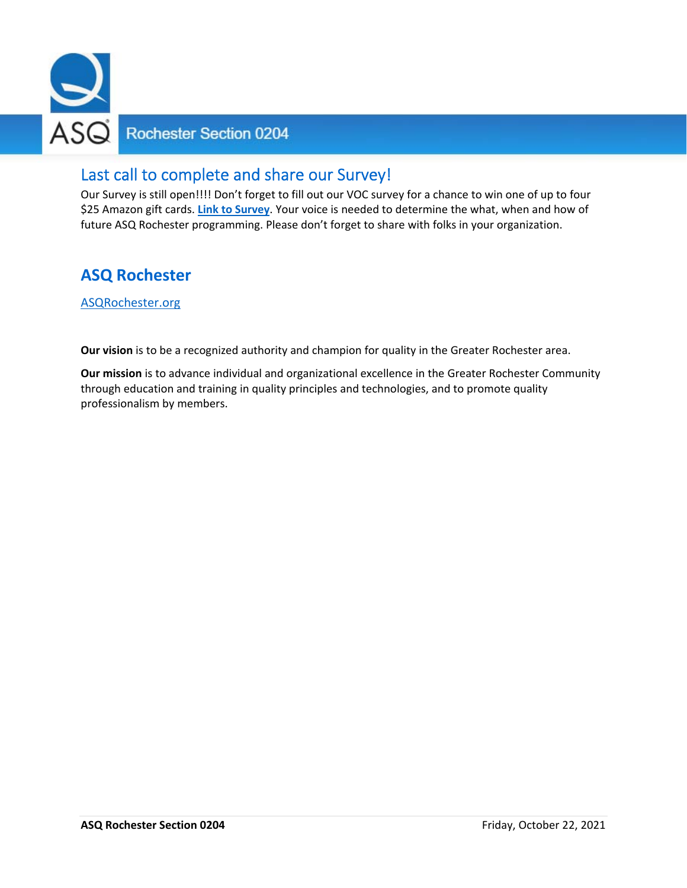## Last call to complete and share our Survey!

Our Survey is still open!!!! Don't forget to fill out our VOC survey for a chance to win one of up to four $25 Amazon gift cards. **Link to Survey**. Your voice is needed to determine the what, when and how of future ASQ Rochester programming. Please don't forget to share with folks in your organization.

## ASQ Rochester

ASQRochester.org

**Our vision** is to be a recognized authority and champion for quality in the Greater Rochester area.

**Our mission** is to advance individual and organizational excellence in the Greater Rochester Community through education and training in quality principles and technologies, and to promote quality professionalism by members.